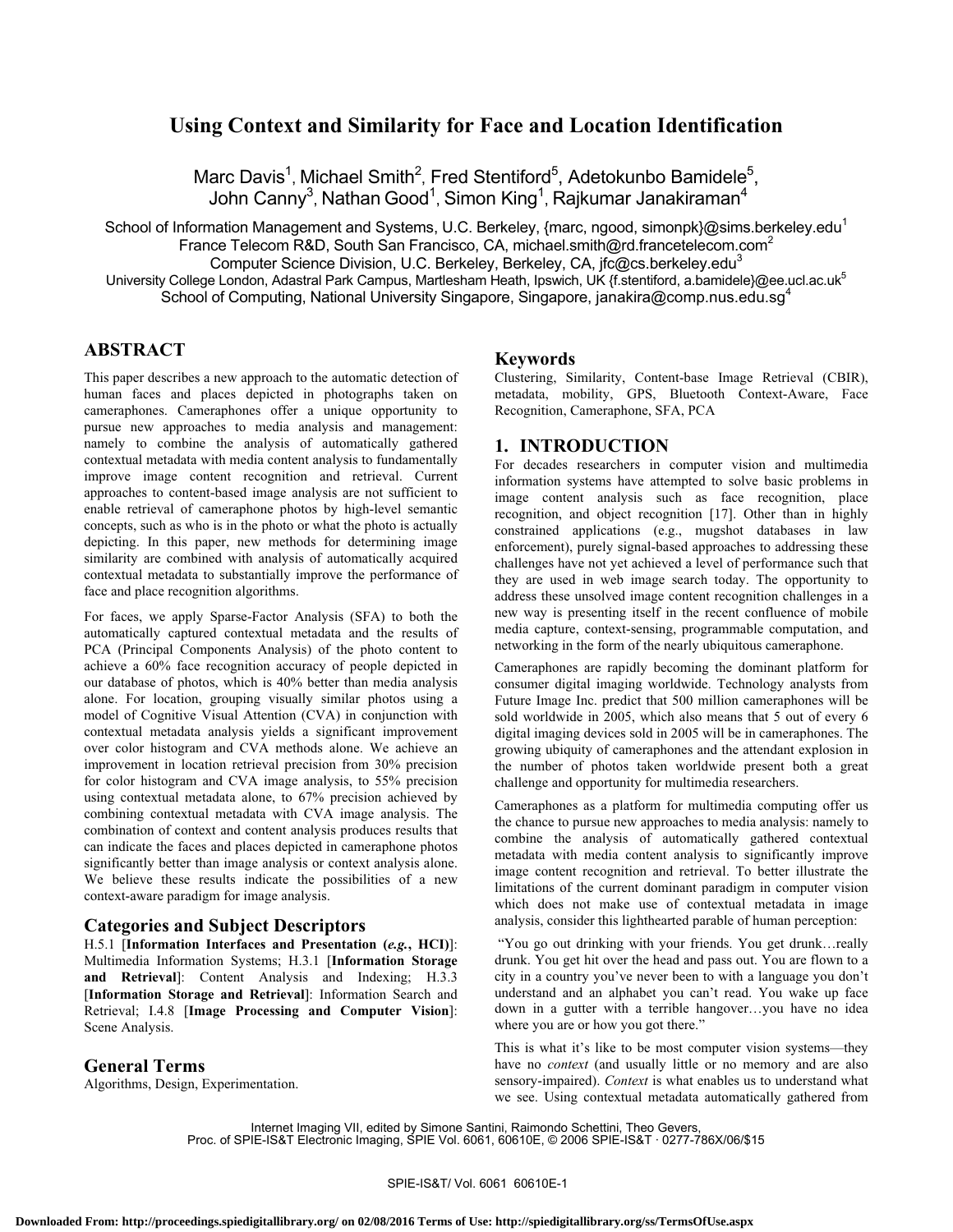# Using Context and Similarity for Face and Location Identification

Marc Davis[1], Michael Smith[2], Fred Stentiford[5], Adetokunbo Bamidele[5], John Canny[3], Nathan Good[1], Simon King[1], Rajkumar Janakiraman[4]

School of Information Management and Systems, U.C. Berkeley, {marc, ngood, simonpk}@sims.berkeley.edu[1]
France Telecom R&D, South San Francisco, CA, michael.smith@rd.francetelecom.com[2]
Computer Science Division, U.C. Berkeley, Berkeley, CA, jfc@cs.berkeley.edu[3]
University College London, Adastral Park Campus, Martlesham Heath, Ipswich, UK {f.stentiford, a.bamidele}@ee.ucl.ac.uk[5]
School of Computing, National University Singapore, Singapore, janakira@comp.nus.edu.sg[4]

## ABSTRACT

This paper describes a new approach to the automatic detection of human faces and places depicted in photographs taken on cameraphones. Cameraphones offer a unique opportunity to pursue new approaches to media analysis and management: namely to combine the analysis of automatically gathered contextual metadata with media content analysis to fundamentally improve image content recognition and retrieval. Current approaches to content-based image analysis are not sufficient to enable retrieval of cameraphone photos by high-level semantic concepts, such as who is in the photo or what the photo is actually depicting. In this paper, new methods for determining image similarity are combined with analysis of automatically acquired contextual metadata to substantially improve the performance of face and place recognition algorithms.

For faces, we apply Sparse-Factor Analysis (SFA) to both the automatically captured contextual metadata and the results of PCA (Principal Components Analysis) of the photo content to achieve a 60% face recognition accuracy of people depicted in our database of photos, which is 40% better than media analysis alone. For location, grouping visually similar photos using a model of Cognitive Visual Attention (CVA) in conjunction with contextual metadata analysis yields a significant improvement over color histogram and CVA methods alone. We achieve an improvement in location retrieval precision from 30% precision for color histogram and CVA image analysis, to 55% precision using contextual metadata alone, to 67% precision achieved by combining contextual metadata with CVA image analysis. The combination of context and content analysis produces results that can indicate the faces and places depicted in cameraphone photos significantly better than image analysis or context analysis alone. We believe these results indicate the possibilities of a new context-aware paradigm for image analysis.

## Categories and Subject Descriptors

H.5.1 [**Information Interfaces and Presentation (*e.g.*, HCI)**]: Multimedia Information Systems; H.3.1 [**Information Storage and Retrieval**]: Content Analysis and Indexing; H.3.3 [**Information Storage and Retrieval**]: Information Search and Retrieval; I.4.8 [**Image Processing and Computer Vision**]: Scene Analysis.

## General Terms

Algorithms, Design, Experimentation.

## Keywords

Clustering, Similarity, Content-base Image Retrieval (CBIR), metadata, mobility, GPS, Bluetooth Context-Aware, Face Recognition, Cameraphone, SFA, PCA

## 1. INTRODUCTION

For decades researchers in computer vision and multimedia information systems have attempted to solve basic problems in image content analysis such as face recognition, place recognition, and object recognition [17]. Other than in highly constrained applications (e.g., mugshot databases in law enforcement), purely signal-based approaches to addressing these challenges have not yet achieved a level of performance such that they are used in web image search today. The opportunity to address these unsolved image content recognition challenges in a new way is presenting itself in the recent confluence of mobile media capture, context-sensing, programmable computation, and networking in the form of the nearly ubiquitous cameraphone.

Cameraphones are rapidly becoming the dominant platform for consumer digital imaging worldwide. Technology analysts from Future Image Inc. predict that 500 million cameraphones will be sold worldwide in 2005, which also means that 5 out of every 6 digital imaging devices sold in 2005 will be in cameraphones. The growing ubiquity of cameraphones and the attendant explosion in the number of photos taken worldwide present both a great challenge and opportunity for multimedia researchers.

Cameraphones as a platform for multimedia computing offer us the chance to pursue new approaches to media analysis: namely to combine the analysis of automatically gathered contextual metadata with media content analysis to significantly improve image content recognition and retrieval. To better illustrate the limitations of the current dominant paradigm in computer vision which does not make use of contextual metadata in image analysis, consider this lighthearted parable of human perception:

"You go out drinking with your friends. You get drunk…really drunk. You get hit over the head and pass out. You are flown to a city in a country you've never been to with a language you don't understand and an alphabet you can't read. You wake up face down in a gutter with a terrible hangover…you have no idea where you are or how you got there."

This is what it's like to be most computer vision systems—they have no *context* (and usually little or no memory and are also sensory-impaired). *Context* is what enables us to understand what we see. Using contextual metadata automatically gathered from

Internet Imaging VII, edited by Simone Santini, Raimondo Schettini, Theo Gevers, Proc. of SPIE-IS&T Electronic Imaging, SPIE Vol. 6061, 60610E, © 2006 SPIE-IS&T · 0277-786X/06/$15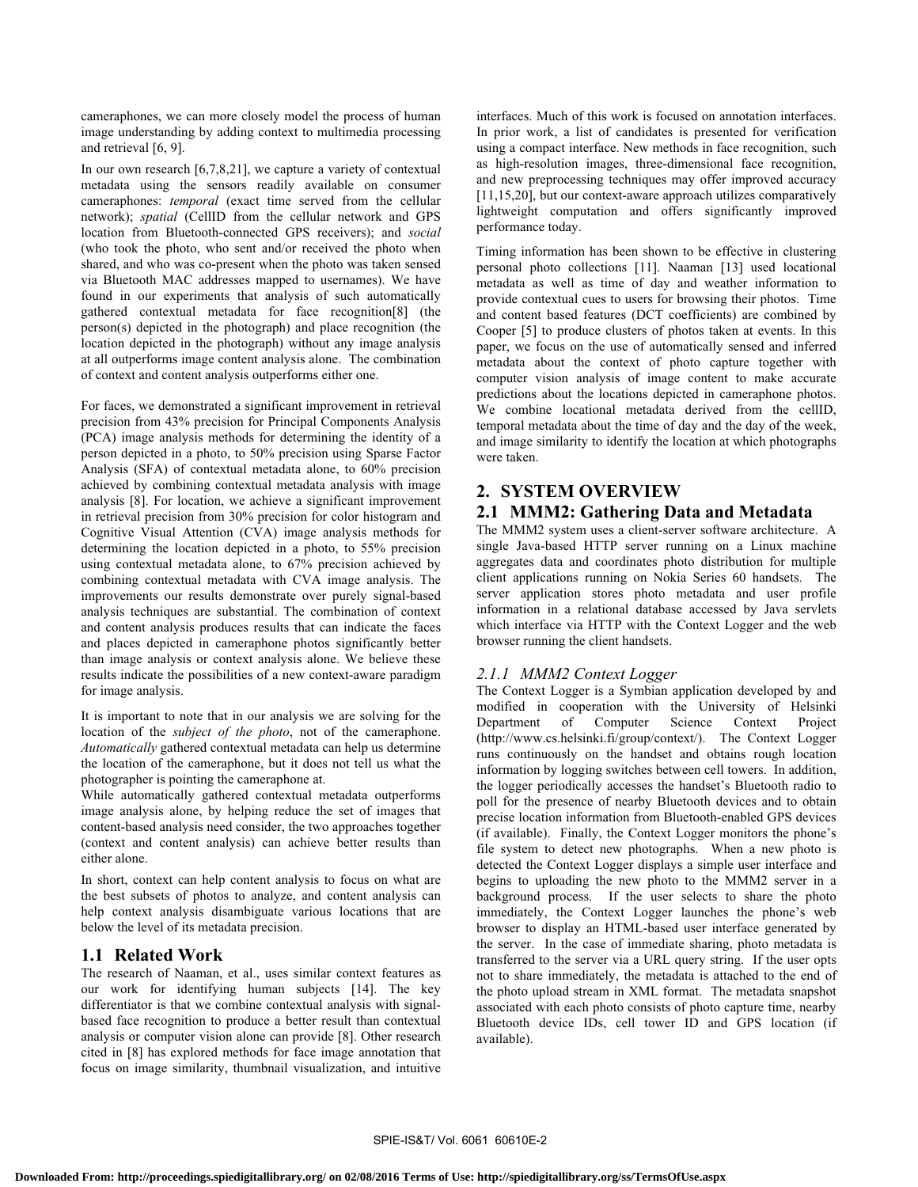cameraphones, we can more closely model the process of human image understanding by adding context to multimedia processing and retrieval [6, 9].

In our own research [6,7,8,21], we capture a variety of contextual metadata using the sensors readily available on consumer cameraphones: *temporal* (exact time served from the cellular network); *spatial* (CellID from the cellular network and GPS location from Bluetooth-connected GPS receivers); and *social* (who took the photo, who sent and/or received the photo when shared, and who was co-present when the photo was taken sensed via Bluetooth MAC addresses mapped to usernames). We have found in our experiments that analysis of such automatically gathered contextual metadata for face recognition[8] (the person(s) depicted in the photograph) and place recognition (the location depicted in the photograph) without any image analysis at all outperforms image content analysis alone. The combination of context and content analysis outperforms either one.

For faces, we demonstrated a significant improvement in retrieval precision from 43% precision for Principal Components Analysis (PCA) image analysis methods for determining the identity of a person depicted in a photo, to 50% precision using Sparse Factor Analysis (SFA) of contextual metadata alone, to 60% precision achieved by combining contextual metadata analysis with image analysis [8]. For location, we achieve a significant improvement in retrieval precision from 30% precision for color histogram and Cognitive Visual Attention (CVA) image analysis methods for determining the location depicted in a photo, to 55% precision using contextual metadata alone, to 67% precision achieved by combining contextual metadata with CVA image analysis. The improvements our results demonstrate over purely signal-based analysis techniques are substantial. The combination of context and content analysis produces results that can indicate the faces and places depicted in cameraphone photos significantly better than image analysis or context analysis alone. We believe these results indicate the possibilities of a new context-aware paradigm for image analysis.

It is important to note that in our analysis we are solving for the location of the *subject of the photo*, not of the cameraphone. *Automatically* gathered contextual metadata can help us determine the location of the cameraphone, but it does not tell us what the photographer is pointing the cameraphone at.

While automatically gathered contextual metadata outperforms image analysis alone, by helping reduce the set of images that content-based analysis need consider, the two approaches together (context and content analysis) can achieve better results than either alone.

In short, context can help content analysis to focus on what are the best subsets of photos to analyze, and content analysis can help context analysis disambiguate various locations that are below the level of its metadata precision.

## 1.1 Related Work

The research of Naaman, et al., uses similar context features as our work for identifying human subjects [14]. The key differentiator is that we combine contextual analysis with signal-based face recognition to produce a better result than contextual analysis or computer vision alone can provide [8]. Other research cited in [8] has explored methods for face image annotation that focus on image similarity, thumbnail visualization, and intuitive interfaces. Much of this work is focused on annotation interfaces. In prior work, a list of candidates is presented for verification using a compact interface. New methods in face recognition, such as high-resolution images, three-dimensional face recognition, and new preprocessing techniques may offer improved accuracy [11,15,20], but our context-aware approach utilizes comparatively lightweight computation and offers significantly improved performance today.

Timing information has been shown to be effective in clustering personal photo collections [11]. Naaman [13] used locational metadata as well as time of day and weather information to provide contextual cues to users for browsing their photos. Time and content based features (DCT coefficients) are combined by Cooper [5] to produce clusters of photos taken at events. In this paper, we focus on the use of automatically sensed and inferred metadata about the context of photo capture together with computer vision analysis of image content to make accurate predictions about the locations depicted in cameraphone photos. We combine locational metadata derived from the cellID, temporal metadata about the time of day and the day of the week, and image similarity to identify the location at which photographs were taken.

# 2. SYSTEM OVERVIEW

## 2.1 MMM2: Gathering Data and Metadata

The MMM2 system uses a client-server software architecture. A single Java-based HTTP server running on a Linux machine aggregates data and coordinates photo distribution for multiple client applications running on Nokia Series 60 handsets. The server application stores photo metadata and user profile information in a relational database accessed by Java servlets which interface via HTTP with the Context Logger and the web browser running the client handsets.

### *2.1.1 MMM2 Context Logger*

The Context Logger is a Symbian application developed by and modified in cooperation with the University of Helsinki Department of Computer Science Context Project (http://www.cs.helsinki.fi/group/context/). The Context Logger runs continuously on the handset and obtains rough location information by logging switches between cell towers. In addition, the logger periodically accesses the handset's Bluetooth radio to poll for the presence of nearby Bluetooth devices and to obtain precise location information from Bluetooth-enabled GPS devices (if available). Finally, the Context Logger monitors the phone's file system to detect new photographs. When a new photo is detected the Context Logger displays a simple user interface and begins to uploading the new photo to the MMM2 server in a background process. If the user selects to share the photo immediately, the Context Logger launches the phone's web browser to display an HTML-based user interface generated by the server. In the case of immediate sharing, photo metadata is transferred to the server via a URL query string. If the user opts not to share immediately, the metadata is attached to the end of the photo upload stream in XML format. The metadata snapshot associated with each photo consists of photo capture time, nearby Bluetooth device IDs, cell tower ID and GPS location (if available).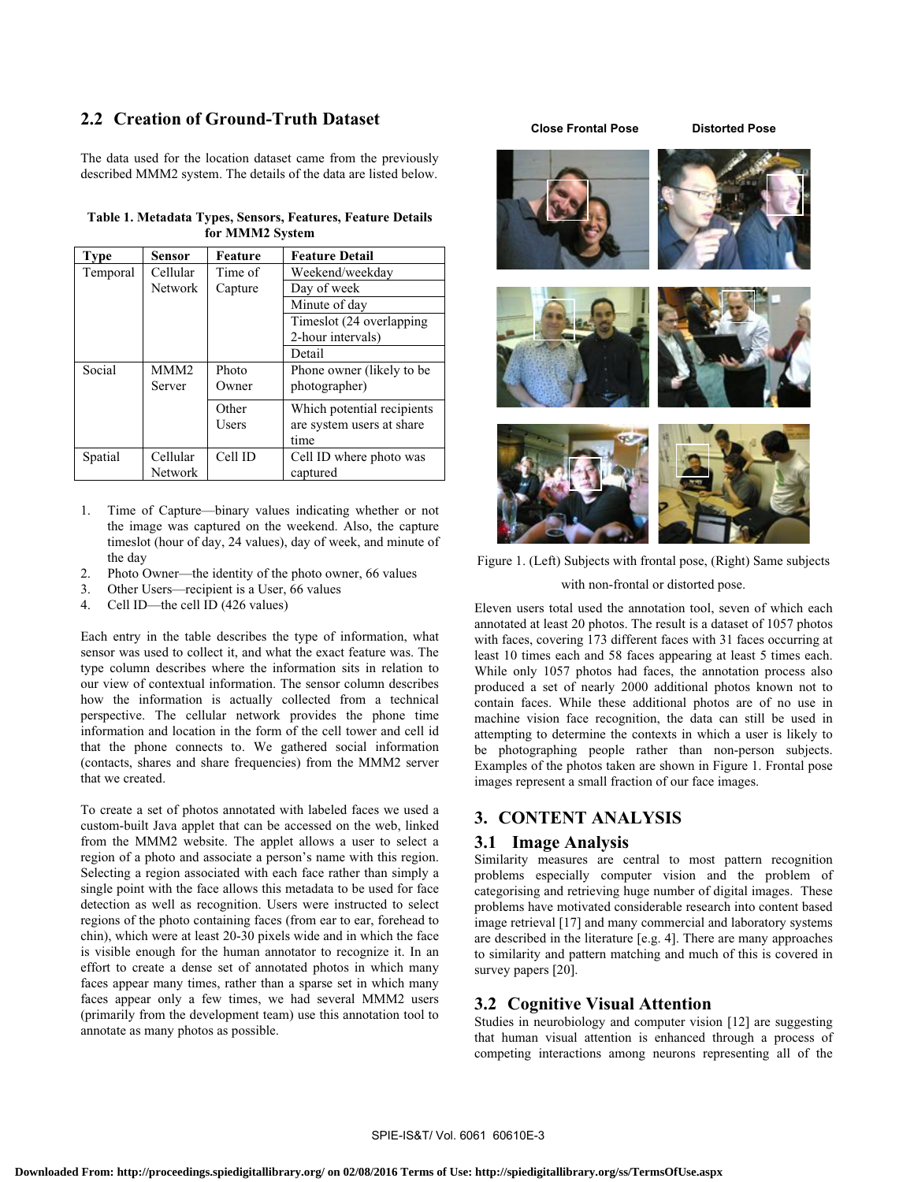## 2.2 Creation of Ground-Truth Dataset

The data used for the location dataset came from the previously described MMM2 system. The details of the data are listed below.

**Table 1. Metadata Types, Sensors, Features, Feature Details for MMM2 System**

| Type | Sensor | Feature | Feature Detail |
|---|---|---|---|
| Temporal | Cellular Network | Time of Capture | Weekend/weekday |
| | | | Day of week |
| | | | Minute of day |
| | | | Timeslot (24 overlapping 2-hour intervals) |
| | | | Detail |
| Social | MMM2 Server | Photo Owner | Phone owner (likely to be photographer) |
| | | Other Users | Which potential recipients are system users at share time |
| Spatial | Cellular Network | Cell ID | Cell ID where photo was captured |

1. Time of Capture—binary values indicating whether or not the image was captured on the weekend. Also, the capture timeslot (hour of day, 24 values), day of week, and minute of the day
2. Photo Owner—the identity of the photo owner, 66 values
3. Other Users—recipient is a User, 66 values
4. Cell ID—the cell ID (426 values)

Each entry in the table describes the type of information, what sensor was used to collect it, and what the exact feature was. The type column describes where the information sits in relation to our view of contextual information. The sensor column describes how the information is actually collected from a technical perspective. The cellular network provides the phone time information and location in the form of the cell tower and cell id that the phone connects to. We gathered social information (contacts, shares and share frequencies) from the MMM2 server that we created.

To create a set of photos annotated with labeled faces we used a custom-built Java applet that can be accessed on the web, linked from the MMM2 website. The applet allows a user to select a region of a photo and associate a person's name with this region. Selecting a region associated with each face rather than simply a single point with the face allows this metadata to be used for face detection as well as recognition. Users were instructed to select regions of the photo containing faces (from ear to ear, forehead to chin), which were at least 20-30 pixels wide and in which the face is visible enough for the human annotator to recognize it. In an effort to create a dense set of annotated photos in which many faces appear many times, rather than a sparse set in which many faces appear only a few times, we had several MMM2 users (primarily from the development team) use this annotation tool to annotate as many photos as possible.

Close Frontal Pose    Distorted Pose

Figure 1. (Left) Subjects with frontal pose, (Right) Same subjects with non-frontal or distorted pose.

Eleven users total used the annotation tool, seven of which each annotated at least 20 photos. The result is a dataset of 1057 photos with faces, covering 173 different faces with 31 faces occurring at least 10 times each and 58 faces appearing at least 5 times each. While only 1057 photos had faces, the annotation process also produced a set of nearly 2000 additional photos known not to contain faces. While these additional photos are of no use in machine vision face recognition, the data can still be used in attempting to determine the contexts in which a user is likely to be photographing people rather than non-person subjects. Examples of the photos taken are shown in Figure 1. Frontal pose images represent a small fraction of our face images.

# 3. CONTENT ANALYSIS

## 3.1 Image Analysis

Similarity measures are central to most pattern recognition problems especially computer vision and the problem of categorising and retrieving huge number of digital images. These problems have motivated considerable research into content based image retrieval [17] and many commercial and laboratory systems are described in the literature [e.g. 4]. There are many approaches to similarity and pattern matching and much of this is covered in survey papers [20].

## 3.2 Cognitive Visual Attention

Studies in neurobiology and computer vision [12] are suggesting that human visual attention is enhanced through a process of competing interactions among neurons representing all of the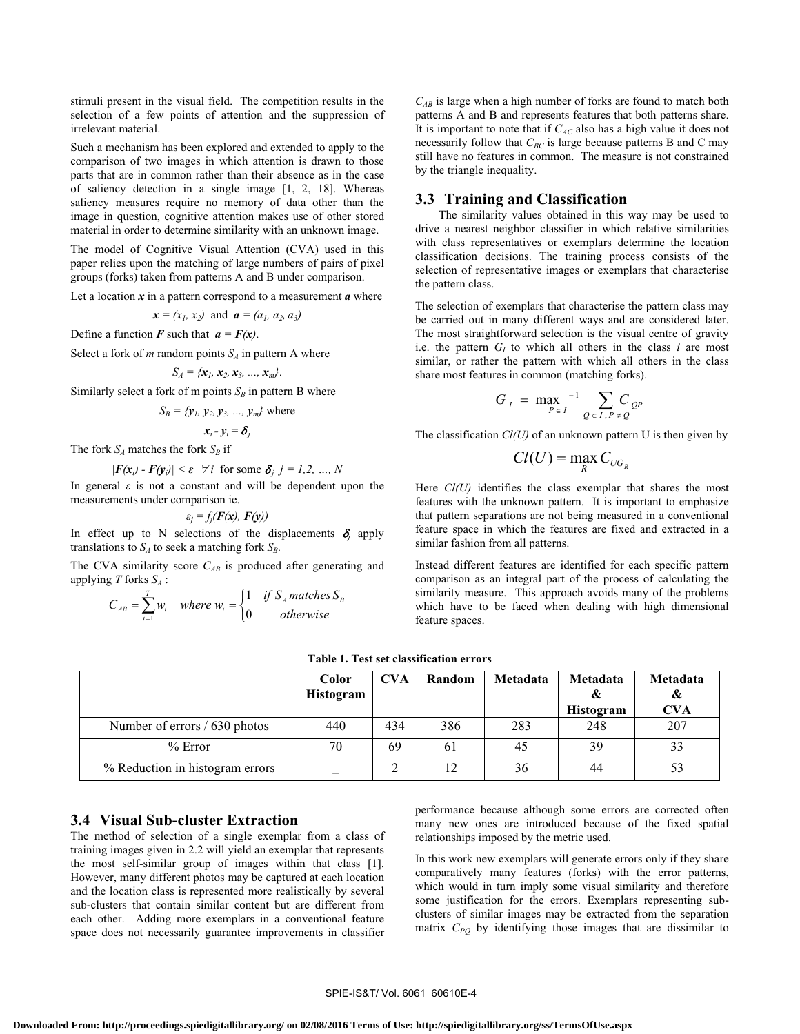stimuli present in the visual field. The competition results in the selection of a few points of attention and the suppression of irrelevant material.

Such a mechanism has been explored and extended to apply to the comparison of two images in which attention is drawn to those parts that are in common rather than their absence as in the case of saliency detection in a single image [1, 2, 18]. Whereas saliency measures require no memory of data other than the image in question, cognitive attention makes use of other stored material in order to determine similarity with an unknown image.

The model of Cognitive Visual Attention (CVA) used in this paper relies upon the matching of large numbers of pairs of pixel groups (forks) taken from patterns A and B under comparison.

Let a location $\boldsymbol{x}$ in a pattern correspond to a measurement $\boldsymbol{a}$ where

$$\boldsymbol{x} = (x_1, x_2) \text{ and } \boldsymbol{a} = (a_1, a_2, a_3)$$

Define a function $\boldsymbol{F}$ such that $\boldsymbol{a} = \boldsymbol{F(x)}$.

Select a fork of $m$ random points $S_A$ in pattern A where

$$S_A = \{\boldsymbol{x}_1, \boldsymbol{x}_2, \boldsymbol{x}_3, \ldots, \boldsymbol{x}_m\}.$$

Similarly select a fork of m points $S_B$ in pattern B where

$$S_B = \{\boldsymbol{y}_1, \boldsymbol{y}_2, \boldsymbol{y}_3, \ldots, \boldsymbol{y}_m\} \text{ where}$$

$$\boldsymbol{x}_i - \boldsymbol{y}_i = \boldsymbol{\delta}_j$$

The fork $S_A$ matches the fork $S_B$ if

$$|\boldsymbol{F}(\boldsymbol{x}_i) - \boldsymbol{F}(\boldsymbol{y}_i)| < \boldsymbol{\varepsilon} \quad \forall i \text{ for some } \boldsymbol{\delta}_j \; j = 1,2, \ldots, N$$

In general $\varepsilon$ is not a constant and will be dependent upon the measurements under comparison ie.

$$\varepsilon_j = f_j(\boldsymbol{F(x)}, \boldsymbol{F(y)})$$

In effect up to N selections of the displacements $\boldsymbol{\delta}_j$ apply translations to $S_A$ to seek a matching fork $S_B$.

The CVA similarity score $C_{AB}$ is produced after generating and applying $T$ forks $S_A$ :

$$C_{AB} = \sum_{i=1}^{T} w_i \quad where\; w_i = \begin{cases} 1 & if\; S_A\, matches\, S_B \\ 0 & otherwise \end{cases}$$

$C_{AB}$ is large when a high number of forks are found to match both patterns A and B and represents features that both patterns share. It is important to note that if $C_{AC}$ also has a high value it does not necessarily follow that $C_{BC}$ is large because patterns B and C may still have no features in common. The measure is not constrained by the triangle inequality.

### 3.3 Training and Classification

The similarity values obtained in this way may be used to drive a nearest neighbor classifier in which relative similarities with class representatives or exemplars determine the location classification decisions. The training process consists of the selection of representative images or exemplars that characterise the pattern class.

The selection of exemplars that characterise the pattern class may be carried out in many different ways and are considered later. The most straightforward selection is the visual centre of gravity i.e. the pattern $G_I$ to which all others in the class $i$ are most similar, or rather the pattern with which all others in the class share most features in common (matching forks).

$$G_I = \max_{P \in I}{}^{-1} \sum_{Q \in I,\, P \neq Q} C_{QP}$$

The classification $Cl(U)$ of an unknown pattern U is then given by

$$Cl(U) = \max_{R} C_{UG_R}$$

Here $Cl(U)$ identifies the class exemplar that shares the most features with the unknown pattern. It is important to emphasize that pattern separations are not being measured in a conventional feature space in which the features are fixed and extracted in a similar fashion from all patterns.

Instead different features are identified for each specific pattern comparison as an integral part of the process of calculating the similarity measure. This approach avoids many of the problems which have to be faced when dealing with high dimensional feature spaces.

**Table 1. Test set classification errors**

| | Color Histogram | CVA | Random | Metadata | Metadata & Histogram | Metadata & CVA |
|---|---|---|---|---|---|---|
| Number of errors / 630 photos | 440 | 434 | 386 | 283 | 248 | 207 |
| % Error | 70 | 69 | 61 | 45 | 39 | 33 |
| % Reduction in histogram errors | _ | 2 | 12 | 36 | 44 | 53 |

### 3.4 Visual Sub-cluster Extraction

The method of selection of a single exemplar from a class of training images given in 2.2 will yield an exemplar that represents the most self-similar group of images within that class [1]. However, many different photos may be captured at each location and the location class is represented more realistically by several sub-clusters that contain similar content but are different from each other. Adding more exemplars in a conventional feature space does not necessarily guarantee improvements in classifier performance because although some errors are corrected often many new ones are introduced because of the fixed spatial relationships imposed by the metric used.

In this work new exemplars will generate errors only if they share comparatively many features (forks) with the error patterns, which would in turn imply some visual similarity and therefore some justification for the errors. Exemplars representing sub-clusters of similar images may be extracted from the separation matrix $C_{PQ}$ by identifying those images that are dissimilar to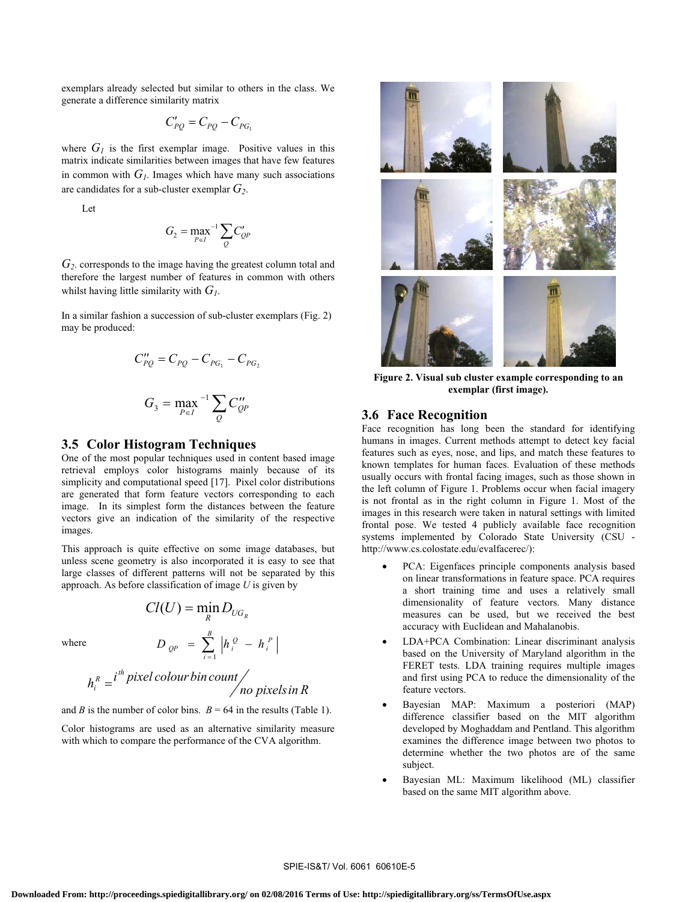exemplars already selected but similar to others in the class. We generate a difference similarity matrix

$$C'_{PQ} = C_{PQ} - C_{PG_1}$$

where $G_1$ is the first exemplar image. Positive values in this matrix indicate similarities between images that have few features in common with $G_1$. Images which have many such associations are candidates for a sub-cluster exemplar $G_2$.

Let

$$G_2 = \max_{P \in I}^{-1} \sum_{Q} C'_{QP}$$

$G_2$. corresponds to the image having the greatest column total and therefore the largest number of features in common with others whilst having little similarity with $G_1$.

In a similar fashion a succession of sub-cluster exemplars (Fig. 2) may be produced:

$$C''_{PQ} = C_{PQ} - C_{PG_1} - C_{PG_2}$$

$$G_3 = \max_{P \in I}^{-1} \sum_{Q} C''_{QP}$$

### 3.5 Color Histogram Techniques

One of the most popular techniques used in content based image retrieval employs color histograms mainly because of its simplicity and computational speed [17]. Pixel color distributions are generated that form feature vectors corresponding to each image. In its simplest form the distances between the feature vectors give an indication of the similarity of the respective images.

This approach is quite effective on some image databases, but unless scene geometry is also incorporated it is easy to see that large classes of different patterns will not be separated by this approach. As before classification of image $U$ is given by

$$Cl(U) = \min_{R} D_{UG_R}$$

where

$$D_{QP} = \sum_{i=1}^{B} \left| h_i^Q - h_i^P \right|$$

$$h_i^R = {i^{th}\, pixel\, colour\, bin\, count} \Big/ {no\ pixels\, in\, R}$$

and $B$ is the number of color bins. $B$ = 64 in the results (Table 1).

Color histograms are used as an alternative similarity measure with which to compare the performance of the CVA algorithm.

**Figure 2. Visual sub cluster example corresponding to an exemplar (first image).**

### 3.6 Face Recognition

Face recognition has long been the standard for identifying humans in images. Current methods attempt to detect key facial features such as eyes, nose, and lips, and match these features to known templates for human faces. Evaluation of these methods usually occurs with frontal facing images, such as those shown in the left column of Figure 1. Problems occur when facial imagery is not frontal as in the right column in Figure 1. Most of the images in this research were taken in natural settings with limited frontal pose. We tested 4 publicly available face recognition systems implemented by Colorado State University (CSU - http://www.cs.colostate.edu/evalfacerec/):

- PCA: Eigenfaces principle components analysis based on linear transformations in feature space. PCA requires a short training time and uses a relatively small dimensionality of feature vectors. Many distance measures can be used, but we received the best accuracy with Euclidean and Mahalanobis.
- LDA+PCA Combination: Linear discriminant analysis based on the University of Maryland algorithm in the FERET tests. LDA training requires multiple images and first using PCA to reduce the dimensionality of the feature vectors.
- Bayesian MAP: Maximum a posteriori (MAP) difference classifier based on the MIT algorithm developed by Moghaddam and Pentland. This algorithm examines the difference image between two photos to determine whether the two photos are of the same subject.
- Bayesian ML: Maximum likelihood (ML) classifier based on the same MIT algorithm above.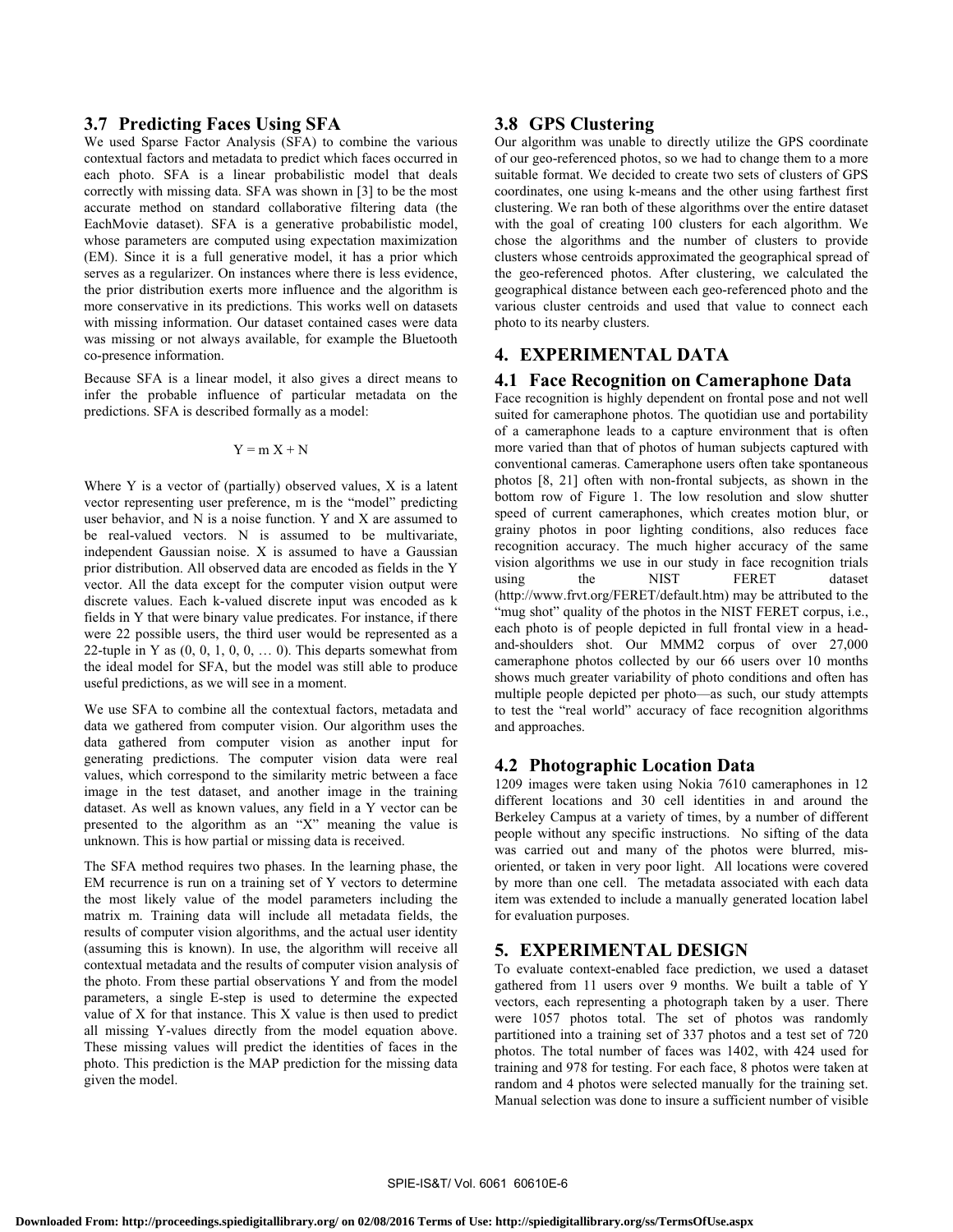### 3.7 Predicting Faces Using SFA

We used Sparse Factor Analysis (SFA) to combine the various contextual factors and metadata to predict which faces occurred in each photo. SFA is a linear probabilistic model that deals correctly with missing data. SFA was shown in [3] to be the most accurate method on standard collaborative filtering data (the EachMovie dataset). SFA is a generative probabilistic model, whose parameters are computed using expectation maximization (EM). Since it is a full generative model, it has a prior which serves as a regularizer. On instances where there is less evidence, the prior distribution exerts more influence and the algorithm is more conservative in its predictions. This works well on datasets with missing information. Our dataset contained cases were data was missing or not always available, for example the Bluetooth co-presence information.

Because SFA is a linear model, it also gives a direct means to infer the probable influence of particular metadata on the predictions. SFA is described formally as a model:

$$Y = m\,X + N$$

Where Y is a vector of (partially) observed values, X is a latent vector representing user preference, m is the "model" predicting user behavior, and N is a noise function. Y and X are assumed to be real-valued vectors. N is assumed to be multivariate, independent Gaussian noise. X is assumed to have a Gaussian prior distribution. All observed data are encoded as fields in the Y vector. All the data except for the computer vision output were discrete values. Each k-valued discrete input was encoded as k fields in Y that were binary value predicates. For instance, if there were 22 possible users, the third user would be represented as a 22-tuple in Y as (0, 0, 1, 0, 0, … 0). This departs somewhat from the ideal model for SFA, but the model was still able to produce useful predictions, as we will see in a moment.

We use SFA to combine all the contextual factors, metadata and data we gathered from computer vision. Our algorithm uses the data gathered from computer vision as another input for generating predictions. The computer vision data were real values, which correspond to the similarity metric between a face image in the test dataset, and another image in the training dataset. As well as known values, any field in a Y vector can be presented to the algorithm as an "X" meaning the value is unknown. This is how partial or missing data is received.

The SFA method requires two phases. In the learning phase, the EM recurrence is run on a training set of Y vectors to determine the most likely value of the model parameters including the matrix m. Training data will include all metadata fields, the results of computer vision algorithms, and the actual user identity (assuming this is known). In use, the algorithm will receive all contextual metadata and the results of computer vision analysis of the photo. From these partial observations Y and from the model parameters, a single E-step is used to determine the expected value of X for that instance. This X value is then used to predict all missing Y-values directly from the model equation above. These missing values will predict the identities of faces in the photo. This prediction is the MAP prediction for the missing data given the model.

### 3.8 GPS Clustering

Our algorithm was unable to directly utilize the GPS coordinate of our geo-referenced photos, so we had to change them to a more suitable format. We decided to create two sets of clusters of GPS coordinates, one using k-means and the other using farthest first clustering. We ran both of these algorithms over the entire dataset with the goal of creating 100 clusters for each algorithm. We chose the algorithms and the number of clusters to provide clusters whose centroids approximated the geographical spread of the geo-referenced photos. After clustering, we calculated the geographical distance between each geo-referenced photo and the various cluster centroids and used that value to connect each photo to its nearby clusters.

## 4. EXPERIMENTAL DATA

### 4.1 Face Recognition on Cameraphone Data

Face recognition is highly dependent on frontal pose and not well suited for cameraphone photos. The quotidian use and portability of a cameraphone leads to a capture environment that is often more varied than that of photos of human subjects captured with conventional cameras. Cameraphone users often take spontaneous photos [8, 21] often with non-frontal subjects, as shown in the bottom row of Figure 1. The low resolution and slow shutter speed of current cameraphones, which creates motion blur, or grainy photos in poor lighting conditions, also reduces face recognition accuracy. The much higher accuracy of the same vision algorithms we use in our study in face recognition trials using the NIST FERET dataset (http://www.frvt.org/FERET/default.htm) may be attributed to the "mug shot" quality of the photos in the NIST FERET corpus, i.e., each photo is of people depicted in full frontal view in a head-and-shoulders shot. Our MMM2 corpus of over 27,000 cameraphone photos collected by our 66 users over 10 months shows much greater variability of photo conditions and often has multiple people depicted per photo—as such, our study attempts to test the "real world" accuracy of face recognition algorithms and approaches.

### 4.2 Photographic Location Data

1209 images were taken using Nokia 7610 cameraphones in 12 different locations and 30 cell identities in and around the Berkeley Campus at a variety of times, by a number of different people without any specific instructions. No sifting of the data was carried out and many of the photos were blurred, mis-oriented, or taken in very poor light. All locations were covered by more than one cell. The metadata associated with each data item was extended to include a manually generated location label for evaluation purposes.

## 5. EXPERIMENTAL DESIGN

To evaluate context-enabled face prediction, we used a dataset gathered from 11 users over 9 months. We built a table of Y vectors, each representing a photograph taken by a user. There were 1057 photos total. The set of photos was randomly partitioned into a training set of 337 photos and a test set of 720 photos. The total number of faces was 1402, with 424 used for training and 978 for testing. For each face, 8 photos were taken at random and 4 photos were selected manually for the training set. Manual selection was done to insure a sufficient number of visible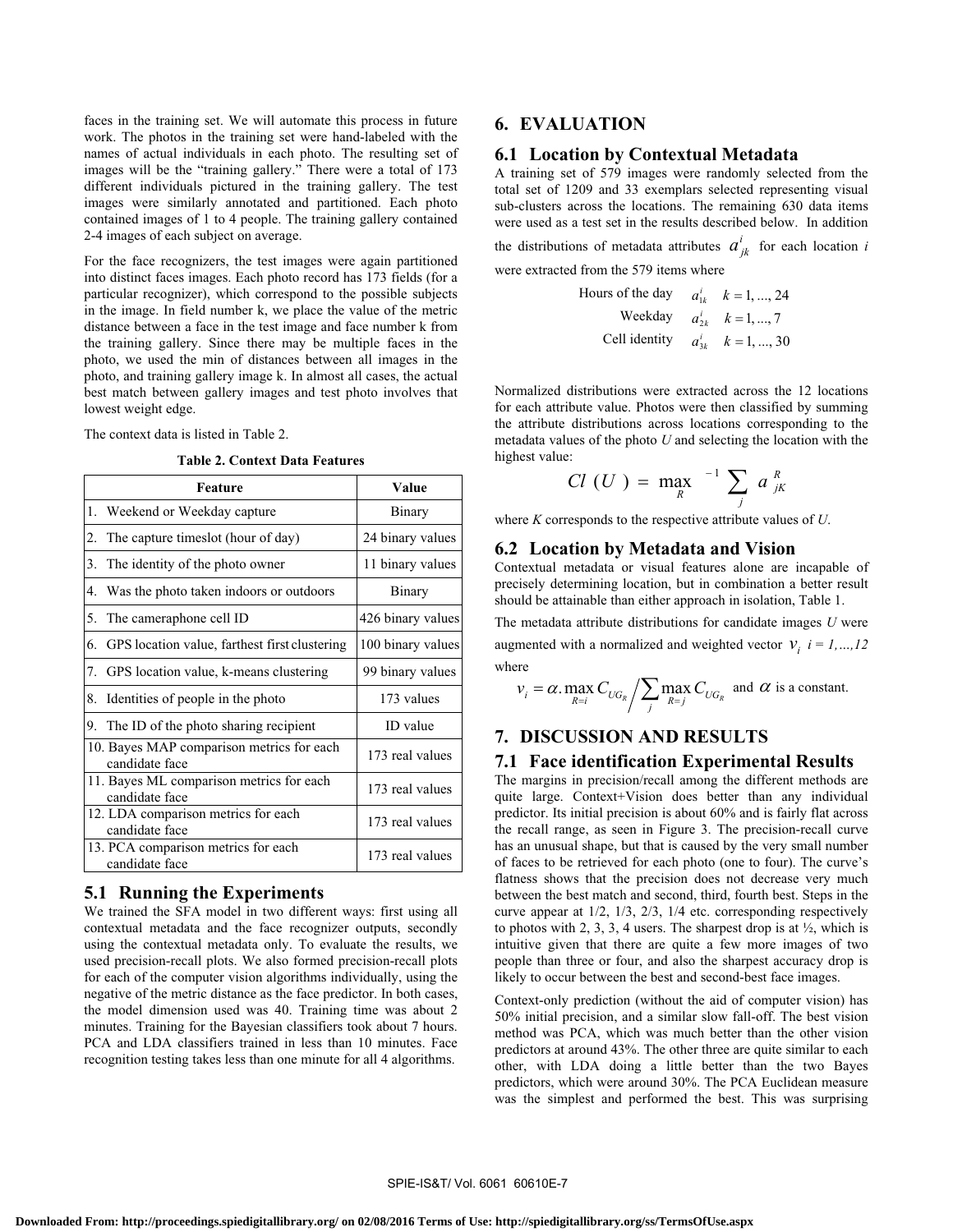faces in the training set. We will automate this process in future work. The photos in the training set were hand-labeled with the names of actual individuals in each photo. The resulting set of images will be the "training gallery." There were a total of 173 different individuals pictured in the training gallery. The test images were similarly annotated and partitioned. Each photo contained images of 1 to 4 people. The training gallery contained 2-4 images of each subject on average.

For the face recognizers, the test images were again partitioned into distinct faces images. Each photo record has 173 fields (for a particular recognizer), which correspond to the possible subjects in the image. In field number k, we place the value of the metric distance between a face in the test image and face number k from the training gallery. Since there may be multiple faces in the photo, we used the min of distances between all images in the photo, and training gallery image k. In almost all cases, the actual best match between gallery images and test photo involves that lowest weight edge.

The context data is listed in Table 2.

**Table 2. Context Data Features**

| Feature | Value |
|---|---|
| 1. Weekend or Weekday capture | Binary |
| 2. The capture timeslot (hour of day) | 24 binary values |
| 3. The identity of the photo owner | 11 binary values |
| 4. Was the photo taken indoors or outdoors | Binary |
| 5. The cameraphone cell ID | 426 binary values |
| 6. GPS location value, farthest first clustering | 100 binary values |
| 7. GPS location value, k-means clustering | 99 binary values |
| 8. Identities of people in the photo | 173 values |
| 9. The ID of the photo sharing recipient | ID value |
| 10. Bayes MAP comparison metrics for each candidate face | 173 real values |
| 11. Bayes ML comparison metrics for each candidate face | 173 real values |
| 12. LDA comparison metrics for each candidate face | 173 real values |
| 13. PCA comparison metrics for each candidate face | 173 real values |

## 5.1 Running the Experiments

We trained the SFA model in two different ways: first using all contextual metadata and the face recognizer outputs, secondly using the contextual metadata only. To evaluate the results, we used precision-recall plots. We also formed precision-recall plots for each of the computer vision algorithms individually, using the negative of the metric distance as the face predictor. In both cases, the model dimension used was 40. Training time was about 2 minutes. Training for the Bayesian classifiers took about 7 hours. PCA and LDA classifiers trained in less than 10 minutes. Face recognition testing takes less than one minute for all 4 algorithms.

# 6. EVALUATION

## 6.1 Location by Contextual Metadata

A training set of 579 images were randomly selected from the total set of 1209 and 33 exemplars selected representing visual sub-clusters across the locations. The remaining 630 data items were used as a test set in the results described below. In addition the distributions of metadata attributes $a^i_{jk}$ for each location $i$ were extracted from the 579 items where

| | | |
|---|---|---|
| Hours of the day | $a^i_{1k}$ | $k = 1, ..., 24$ |
| Weekday | $a^i_{2k}$ | $k = 1, ..., 7$ |
| Cell identity | $a^i_{3k}$ | $k = 1, ..., 30$ |

Normalized distributions were extracted across the 12 locations for each attribute value. Photos were then classified by summing the attribute distributions across locations corresponding to the metadata values of the photo $U$ and selecting the location with the highest value:

$$Cl\ (U\ ) = \max_{R}{}^{-1} \sum_{j} a^{R}_{jK}$$

where $K$ corresponds to the respective attribute values of $U$.

## 6.2 Location by Metadata and Vision

Contextual metadata or visual features alone are incapable of precisely determining location, but in combination a better result should be attainable than either approach in isolation, Table 1.

The metadata attribute distributions for candidate images $U$ were augmented with a normalized and weighted vector $v_i$ $i = 1,...,12$ where

$$v_i = \alpha . \max_{R=i} C_{UG_R} \Big/ \sum_j \max_{R=j} C_{UG_R} \quad \text{and } \alpha \text{ is a constant.}$$

# 7. DISCUSSION AND RESULTS

## 7.1 Face identification Experimental Results

The margins in precision/recall among the different methods are quite large. Context+Vision does better than any individual predictor. Its initial precision is about 60% and is fairly flat across the recall range, as seen in Figure 3. The precision-recall curve has an unusual shape, but that is caused by the very small number of faces to be retrieved for each photo (one to four). The curve's flatness shows that the precision does not decrease very much between the best match and second, third, fourth best. Steps in the curve appear at 1/2, 1/3, 2/3, 1/4 etc. corresponding respectively to photos with 2, 3, 3, 4 users. The sharpest drop is at ½, which is intuitive given that there are quite a few more images of two people than three or four, and also the sharpest accuracy drop is likely to occur between the best and second-best face images.

Context-only prediction (without the aid of computer vision) has 50% initial precision, and a similar slow fall-off. The best vision method was PCA, which was much better than the other vision predictors at around 43%. The other three are quite similar to each other, with LDA doing a little better than the two Bayes predictors, which were around 30%. The PCA Euclidean measure was the simplest and performed the best. This was surprising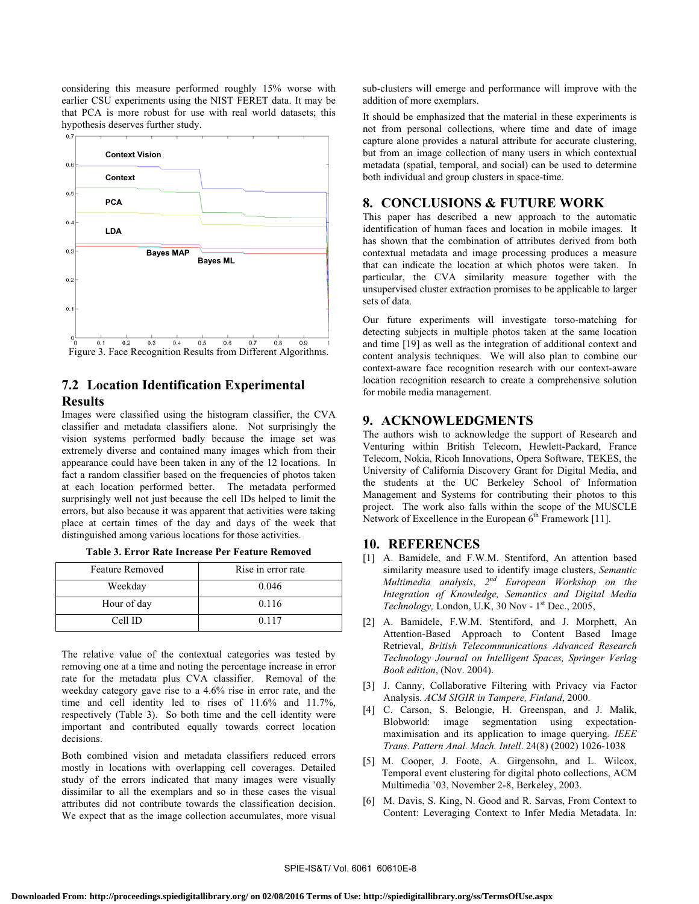considering this measure performed roughly 15% worse with earlier CSU experiments using the NIST FERET data. It may be that PCA is more robust for use with real world datasets; this hypothesis deserves further study.

Figure 3. Face Recognition Results from Different Algorithms.

## 7.2 Location Identification Experimental Results

Images were classified using the histogram classifier, the CVA classifier and metadata classifiers alone. Not surprisingly the vision systems performed badly because the image set was extremely diverse and contained many images which from their appearance could have been taken in any of the 12 locations. In fact a random classifier based on the frequencies of photos taken at each location performed better. The metadata performed surprisingly well not just because the cell IDs helped to limit the errors, but also because it was apparent that activities were taking place at certain times of the day and days of the week that distinguished among various locations for those activities.

**Table 3. Error Rate Increase Per Feature Removed**

| Feature Removed | Rise in error rate |
|---|---|
| Weekday | 0.046 |
| Hour of day | 0.116 |
| Cell ID | 0.117 |

The relative value of the contextual categories was tested by removing one at a time and noting the percentage increase in error rate for the metadata plus CVA classifier. Removal of the weekday category gave rise to a 4.6% rise in error rate, and the time and cell identity led to rises of 11.6% and 11.7%, respectively (Table 3). So both time and the cell identity were important and contributed equally towards correct location decisions.

Both combined vision and metadata classifiers reduced errors mostly in locations with overlapping cell coverages. Detailed study of the errors indicated that many images were visually dissimilar to all the exemplars and so in these cases the visual attributes did not contribute towards the classification decision. We expect that as the image collection accumulates, more visual sub-clusters will emerge and performance will improve with the addition of more exemplars.

It should be emphasized that the material in these experiments is not from personal collections, where time and date of image capture alone provides a natural attribute for accurate clustering, but from an image collection of many users in which contextual metadata (spatial, temporal, and social) can be used to determine both individual and group clusters in space-time.

# 8. CONCLUSIONS & FUTURE WORK

This paper has described a new approach to the automatic identification of human faces and location in mobile images. It has shown that the combination of attributes derived from both contextual metadata and image processing produces a measure that can indicate the location at which photos were taken. In particular, the CVA similarity measure together with the unsupervised cluster extraction promises to be applicable to larger sets of data.

Our future experiments will investigate torso-matching for detecting subjects in multiple photos taken at the same location and time [19] as well as the integration of additional context and content analysis techniques. We will also plan to combine our context-aware face recognition research with our context-aware location recognition research to create a comprehensive solution for mobile media management.

# 9. ACKNOWLEDGMENTS

The authors wish to acknowledge the support of Research and Venturing within British Telecom, Hewlett-Packard, France Telecom, Nokia, Ricoh Innovations, Opera Software, TEKES, the University of California Discovery Grant for Digital Media, and the students at the UC Berkeley School of Information Management and Systems for contributing their photos to this project. The work also falls within the scope of the MUSCLE Network of Excellence in the European 6th Framework [11].

# 10. REFERENCES

[1] A. Bamidele, and F.W.M. Stentiford, An attention based similarity measure used to identify image clusters, *Semantic Multimedia analysis*, *2nd European Workshop on the Integration of Knowledge, Semantics and Digital Media Technology,* London, U.K, 30 Nov - 1st Dec., 2005,

[2] A. Bamidele, F.W.M. Stentiford, and J. Morphett, An Attention-Based Approach to Content Based Image Retrieval, *British Telecommunications Advanced Research Technology Journal on Intelligent Spaces, Springer Verlag Book edition*, (Nov. 2004).

[3] J. Canny, Collaborative Filtering with Privacy via Factor Analysis. *ACM SIGIR in Tampere, Finland*, 2000.

[4] C. Carson, S. Belongie, H. Greenspan, and J. Malik, Blobworld: image segmentation using expectation-maximisation and its application to image querying. *IEEE Trans. Pattern Anal. Mach. Intell*. 24(8) (2002) 1026-1038

[5] M. Cooper, J. Foote, A. Girgensohn, and L. Wilcox, Temporal event clustering for digital photo collections, ACM Multimedia '03, November 2-8, Berkeley, 2003.

[6] M. Davis, S. King, N. Good and R. Sarvas, From Context to Content: Leveraging Context to Infer Media Metadata. In: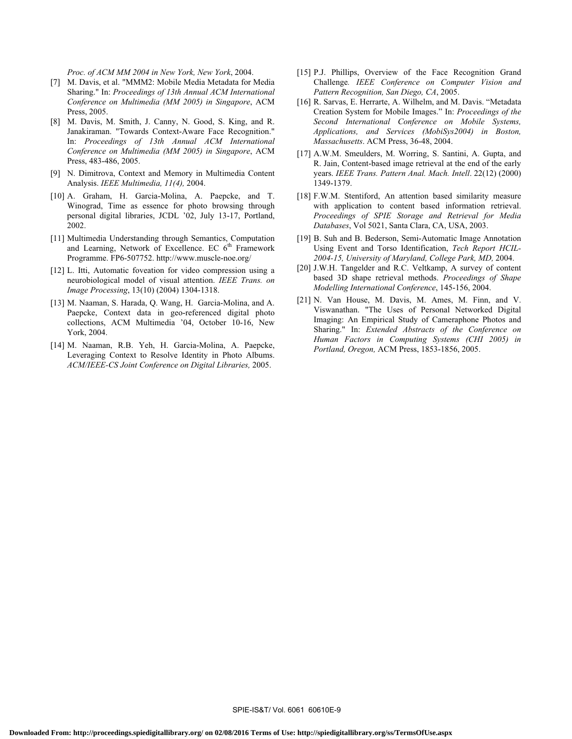*Proc. of ACM MM 2004 in New York, New York*, 2004.

[7] M. Davis, et al. "MMM2: Mobile Media Metadata for Media Sharing." In: *Proceedings of 13th Annual ACM International Conference on Multimedia (MM 2005) in Singapore*, ACM Press, 2005.

[8] M. Davis, M. Smith, J. Canny, N. Good, S. King, and R. Janakiraman. "Towards Context-Aware Face Recognition." In: *Proceedings of 13th Annual ACM International Conference on Multimedia (MM 2005) in Singapore*, ACM Press, 483-486, 2005.

[9] N. Dimitrova, Context and Memory in Multimedia Content Analysis. *IEEE Multimedia, 11(4),* 2004.

[10] A. Graham, H. Garcia-Molina, A. Paepcke, and T. Winograd, Time as essence for photo browsing through personal digital libraries, JCDL '02, July 13-17, Portland, 2002.

[11] Multimedia Understanding through Semantics, Computation and Learning, Network of Excellence. EC 6th Framework Programme. FP6-507752. http://www.muscle-noe.org/

[12] L. Itti, Automatic foveation for video compression using a neurobiological model of visual attention. *IEEE Trans. on Image Processing*, 13(10) (2004) 1304-1318.

[13] M. Naaman, S. Harada, Q. Wang, H. Garcia-Molina, and A. Paepcke, Context data in geo-referenced digital photo collections, ACM Multimedia '04, October 10-16, New York, 2004.

[14] M. Naaman, R.B. Yeh, H. Garcia-Molina, A. Paepcke, Leveraging Context to Resolve Identity in Photo Albums. *ACM/IEEE-CS Joint Conference on Digital Libraries,* 2005.

[15] P.J. Phillips, Overview of the Face Recognition Grand Challenge*. IEEE Conference on Computer Vision and Pattern Recognition, San Diego, CA*, 2005.

[16] R. Sarvas, E. Herrarte, A. Wilhelm, and M. Davis. "Metadata Creation System for Mobile Images." In: *Proceedings of the Second International Conference on Mobile Systems, Applications, and Services (MobiSys2004) in Boston, Massachusetts*. ACM Press, 36-48, 2004.

[17] A.W.M. Smeulders, M. Worring, S. Santini, A. Gupta, and R. Jain, Content-based image retrieval at the end of the early years. *IEEE Trans. Pattern Anal. Mach. Intell*. 22(12) (2000) 1349-1379.

[18] F.W.M. Stentiford, An attention based similarity measure with application to content based information retrieval. *Proceedings of SPIE Storage and Retrieval for Media Databases*, Vol 5021, Santa Clara, CA, USA, 2003.

[19] B. Suh and B. Bederson, Semi-Automatic Image Annotation Using Event and Torso Identification, *Tech Report HCIL-2004-15, University of Maryland, College Park, MD,* 2004.

[20] J.W.H. Tangelder and R.C. Veltkamp, A survey of content based 3D shape retrieval methods. *Proceedings of Shape Modelling International Conference*, 145-156, 2004.

[21] N. Van House, M. Davis, M. Ames, M. Finn, and V. Viswanathan. "The Uses of Personal Networked Digital Imaging: An Empirical Study of Cameraphone Photos and Sharing." In: *Extended Abstracts of the Conference on Human Factors in Computing Systems (CHI 2005) in Portland, Oregon,* ACM Press, 1853-1856, 2005.